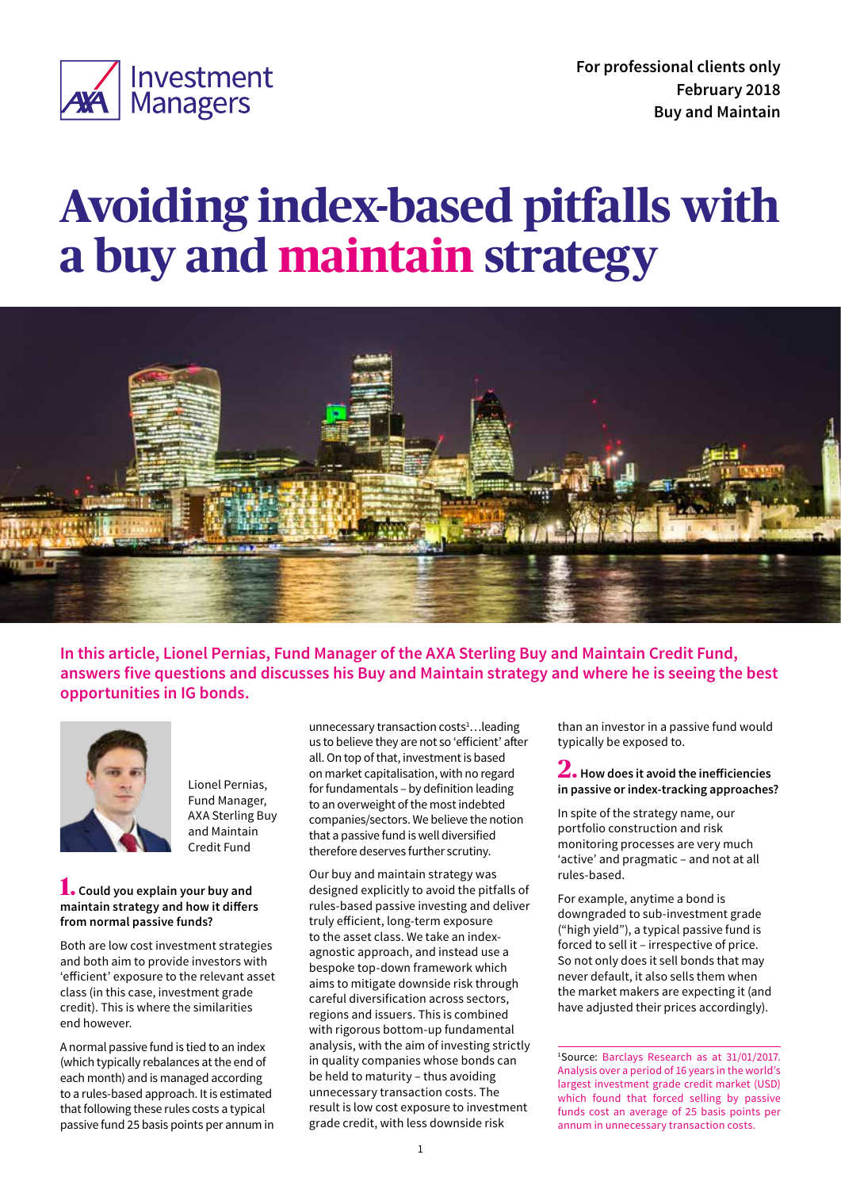For professional clients only
February 2018
Buy and Maintain

# Avoiding index-based pitfalls with a buy and maintain strategy

**In this article, Lionel Pernias, Fund Manager of the AXA Sterling Buy and Maintain Credit Fund, answers five questions and discusses his Buy and Maintain strategy and where he is seeing the best opportunities in IG bonds.**

Lionel Pernias, Fund Manager, AXA Sterling Buy and Maintain Credit Fund

### 1. Could you explain your buy and maintain strategy and how it differs from normal passive funds?

Both are low cost investment strategies and both aim to provide investors with 'efficient' exposure to the relevant asset class (in this case, investment grade credit). This is where the similarities end however.

A normal passive fund is tied to an index (which typically rebalances at the end of each month) and is managed according to a rules-based approach. It is estimated that following these rules costs a typical passive fund 25 basis points per annum in unnecessary transaction costs[1]…leading us to believe they are not so 'efficient' after all. On top of that, investment is based on market capitalisation, with no regard for fundamentals – by definition leading to an overweight of the most indebted companies/sectors. We believe the notion that a passive fund is well diversified therefore deserves further scrutiny.

Our buy and maintain strategy was designed explicitly to avoid the pitfalls of rules-based passive investing and deliver truly efficient, long-term exposure to the asset class. We take an index-agnostic approach, and instead use a bespoke top-down framework which aims to mitigate downside risk through careful diversification across sectors, regions and issuers. This is combined with rigorous bottom-up fundamental analysis, with the aim of investing strictly in quality companies whose bonds can be held to maturity – thus avoiding unnecessary transaction costs. The result is low cost exposure to investment grade credit, with less downside risk than an investor in a passive fund would typically be exposed to.

### 2. How does it avoid the inefficiencies in passive or index-tracking approaches?

In spite of the strategy name, our portfolio construction and risk monitoring processes are very much 'active' and pragmatic – and not at all rules-based.

For example, anytime a bond is downgraded to sub-investment grade ("high yield"), a typical passive fund is forced to sell it – irrespective of price. So not only does it sell bonds that may never default, it also sells them when the market makers are expecting it (and have adjusted their prices accordingly).

[1]Source: Barclays Research as at 31/01/2017. Analysis over a period of 16 years in the world's largest investment grade credit market (USD) which found that forced selling by passive funds cost an average of 25 basis points per annum in unnecessary transaction costs.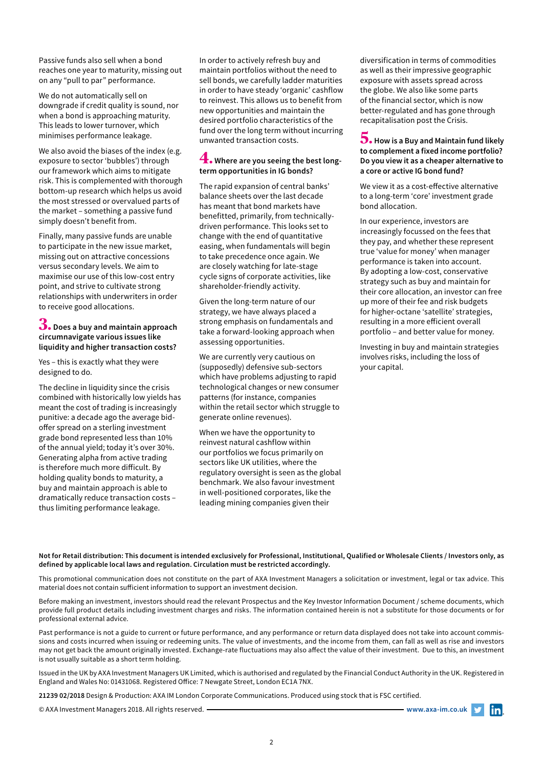Passive funds also sell when a bond reaches one year to maturity, missing out on any "pull to par" performance.

We do not automatically sell on downgrade if credit quality is sound, nor when a bond is approaching maturity. This leads to lower turnover, which minimises performance leakage.

We also avoid the biases of the index (e.g. exposure to sector 'bubbles') through our framework which aims to mitigate risk. This is complemented with thorough bottom-up research which helps us avoid the most stressed or overvalued parts of the market – something a passive fund simply doesn't benefit from.

Finally, many passive funds are unable to participate in the new issue market, missing out on attractive concessions versus secondary levels. We aim to maximise our use of this low-cost entry point, and strive to cultivate strong relationships with underwriters in order to receive good allocations.

### 3. Does a buy and maintain approach circumnavigate various issues like liquidity and higher transaction costs?

Yes – this is exactly what they were designed to do.

The decline in liquidity since the crisis combined with historically low yields has meant the cost of trading is increasingly punitive: a decade ago the average bid-offer spread on a sterling investment grade bond represented less than 10% of the annual yield; today it's over 30%. Generating alpha from active trading is therefore much more difficult. By holding quality bonds to maturity, a buy and maintain approach is able to dramatically reduce transaction costs – thus limiting performance leakage.

In order to actively refresh buy and maintain portfolios without the need to sell bonds, we carefully ladder maturities in order to have steady 'organic' cashflow to reinvest. This allows us to benefit from new opportunities and maintain the desired portfolio characteristics of the fund over the long term without incurring unwanted transaction costs.

### 4. Where are you seeing the best long-term opportunities in IG bonds?

The rapid expansion of central banks' balance sheets over the last decade has meant that bond markets have benefitted, primarily, from technically-driven performance. This looks set to change with the end of quantitative easing, when fundamentals will begin to take precedence once again. We are closely watching for late-stage cycle signs of corporate activities, like shareholder-friendly activity.

Given the long-term nature of our strategy, we have always placed a strong emphasis on fundamentals and take a forward-looking approach when assessing opportunities.

We are currently very cautious on (supposedly) defensive sub-sectors which have problems adjusting to rapid technological changes or new consumer patterns (for instance, companies within the retail sector which struggle to generate online revenues).

When we have the opportunity to reinvest natural cashflow within our portfolios we focus primarily on sectors like UK utilities, where the regulatory oversight is seen as the global benchmark. We also favour investment in well-positioned corporates, like the leading mining companies given their diversification in terms of commodities as well as their impressive geographic exposure with assets spread across the globe. We also like some parts of the financial sector, which is now better-regulated and has gone through recapitalisation post the Crisis.

### 5. How is a Buy and Maintain fund likely to complement a fixed income portfolio? Do you view it as a cheaper alternative to a core or active IG bond fund?

We view it as a cost-effective alternative to a long-term 'core' investment grade bond allocation.

In our experience, investors are increasingly focussed on the fees that they pay, and whether these represent true 'value for money' when manager performance is taken into account. By adopting a low-cost, conservative strategy such as buy and maintain for their core allocation, an investor can free up more of their fee and risk budgets for higher-octane 'satellite' strategies, resulting in a more efficient overall portfolio – and better value for money.

Investing in buy and maintain strategies involves risks, including the loss of your capital.

**Not for Retail distribution: This document is intended exclusively for Professional, Institutional, Qualified or Wholesale Clients / Investors only, as defined by applicable local laws and regulation. Circulation must be restricted accordingly.**

This promotional communication does not constitute on the part of AXA Investment Managers a solicitation or investment, legal or tax advice. This material does not contain sufficient information to support an investment decision.

Before making an investment, investors should read the relevant Prospectus and the Key Investor Information Document / scheme documents, which provide full product details including investment charges and risks. The information contained herein is not a substitute for those documents or for professional external advice.

Past performance is not a guide to current or future performance, and any performance or return data displayed does not take into account commissions and costs incurred when issuing or redeeming units. The value of investments, and the income from them, can fall as well as rise and investors may not get back the amount originally invested. Exchange-rate fluctuations may also affect the value of their investment. Due to this, an investment is not usually suitable as a short term holding.

Issued in the UK by AXA Investment Managers UK Limited, which is authorised and regulated by the Financial Conduct Authority in the UK. Registered in England and Wales No: 01431068. Registered Office: 7 Newgate Street, London EC1A 7NX.

**21239 02/2018** Design & Production: AXA IM London Corporate Communications. Produced using stock that is FSC certified.

© AXA Investment Managers 2018. All rights reserved. **www.axa-im.co.uk**